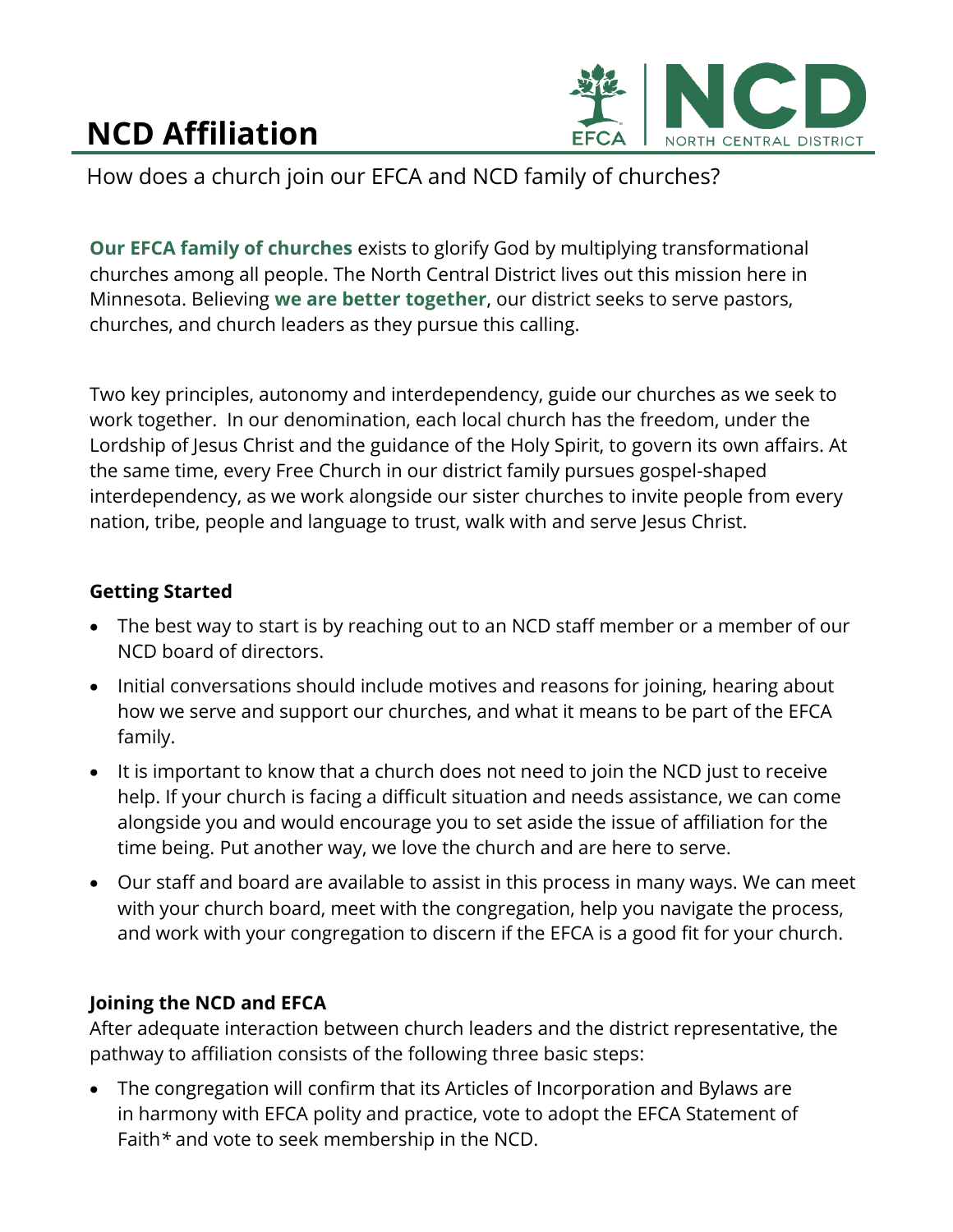# NCD Affiliation

How does a church join our EFCA and NCD family of churches?

**Our EFCA family of churches** exists to glorify God by multiplying transformational churches among all people. The North Central District lives out this mission here in Minnesota. Believing **we are better together**, our district seeks to serve pastors, churches, and church leaders as they pursue this calling.

Two key principles, autonomy and interdependency, guide our churches as we seek to work together. In our denomination, each local church has the freedom, under the Lordship of Jesus Christ and the guidance of the Holy Spirit, to govern its own affairs. At the same time, every Free Church in our district family pursues gospel-shaped interdependency, as we work alongside our sister churches to invite people from every nation, tribe, people and language to trust, walk with and serve Jesus Christ.

### Getting Started

- The best way to start is by reaching out to an NCD staff member or a member of our NCD board of directors.
- Initial conversations should include motives and reasons for joining, hearing about how we serve and support our churches, and what it means to be part of the EFCA family.
- It is important to know that a church does not need to join the NCD just to receive help. If your church is facing a difficult situation and needs assistance, we can come alongside you and would encourage you to set aside the issue of affiliation for the time being. Put another way, we love the church and are here to serve.
- Our staff and board are available to assist in this process in many ways. We can meet with your church board, meet with the congregation, help you navigate the process, and work with your congregation to discern if the EFCA is a good fit for your church.

### Joining the NCD and EFCA

After adequate interaction between church leaders and the district representative, the pathway to affiliation consists of the following three basic steps:

- The congregation will confirm that its Articles of Incorporation and Bylaws are in harmony with EFCA polity and practice, vote to adopt the EFCA Statement of Faith* and vote to seek membership in the NCD.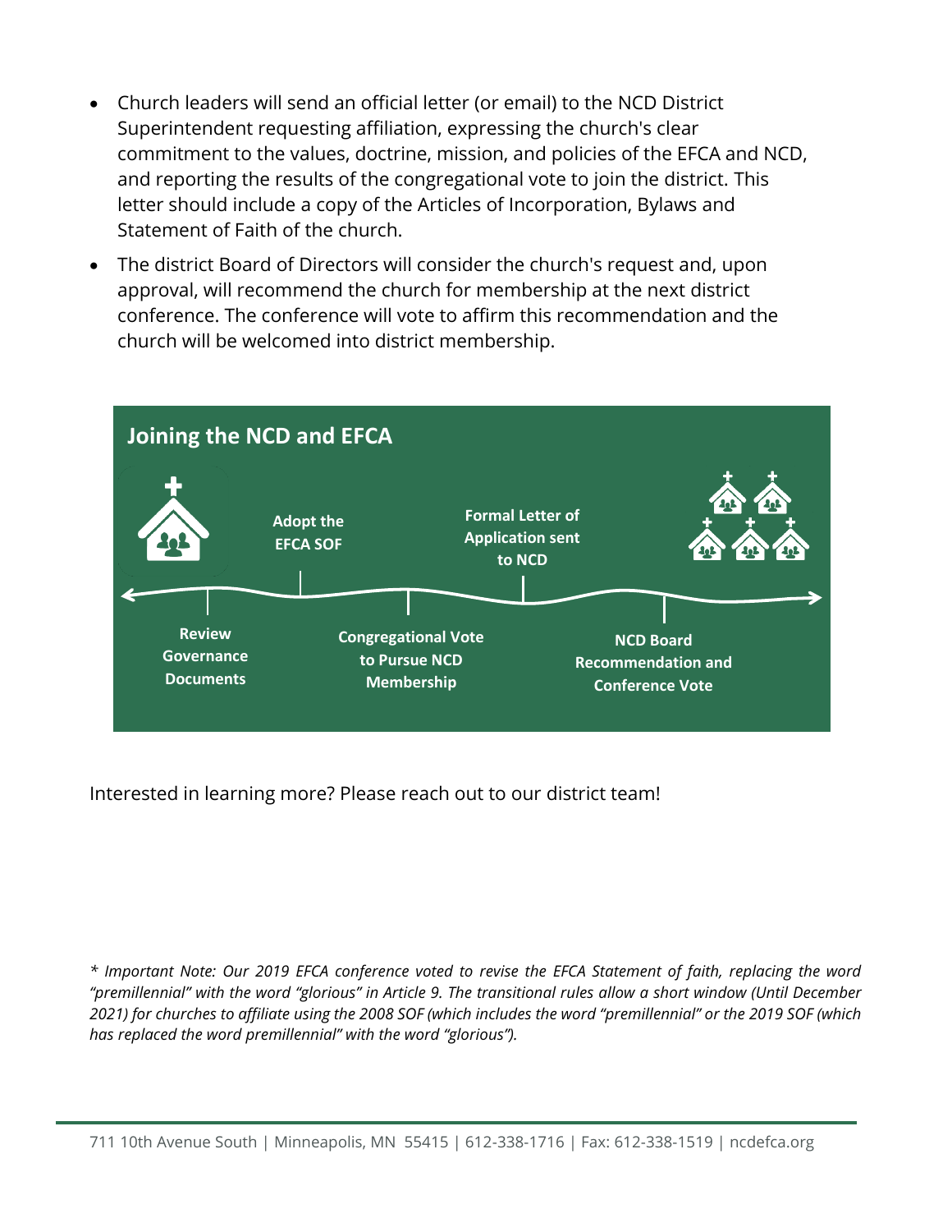- Church leaders will send an official letter (or email) to the NCD District Superintendent requesting affiliation, expressing the church's clear commitment to the values, doctrine, mission, and policies of the EFCA and NCD, and reporting the results of the congregational vote to join the district. This letter should include a copy of the Articles of Incorporation, Bylaws and Statement of Faith of the church.
- The district Board of Directors will consider the church's request and, upon approval, will recommend the church for membership at the next district conference. The conference will vote to affirm this recommendation and the church will be welcomed into district membership.

**Joining the NCD and EFCA**

Review Governance Documents

Adopt the EFCA SOF

Congregational Vote to Pursue NCD Membership

Formal Letter of Application sent to NCD

NCD Board Recommendation and Conference Vote

Interested in learning more? Please reach out to our district team!

*\* Important Note: Our 2019 EFCA conference voted to revise the EFCA Statement of faith, replacing the word "premillennial" with the word "glorious" in Article 9. The transitional rules allow a short window (Until December 2021) for churches to affiliate using the 2008 SOF (which includes the word "premillennial" or the 2019 SOF (which has replaced the word premillennial" with the word "glorious").*

711 10th Avenue South | Minneapolis, MN 55415 | 612-338-1716 | Fax: 612-338-1519 | ncdefca.org